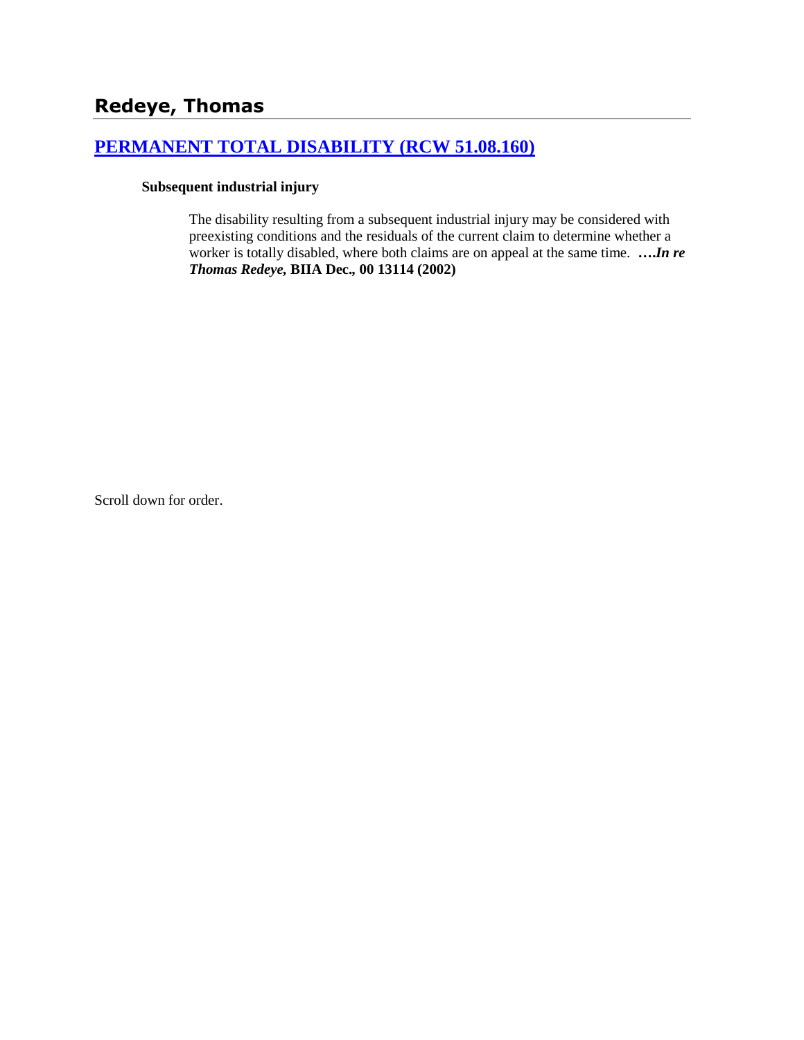## Redeye, Thomas

### [PERMANENT TOTAL DISABILITY (RCW 51.08.160)]

**Subsequent industrial injury**

The disability resulting from a subsequent industrial injury may be considered with preexisting conditions and the residuals of the current claim to determine whether a worker is totally disabled, where both claims are on appeal at the same time. ***….In re Thomas Redeye,* BIIA Dec., 00 13114 (2002)**

Scroll down for order.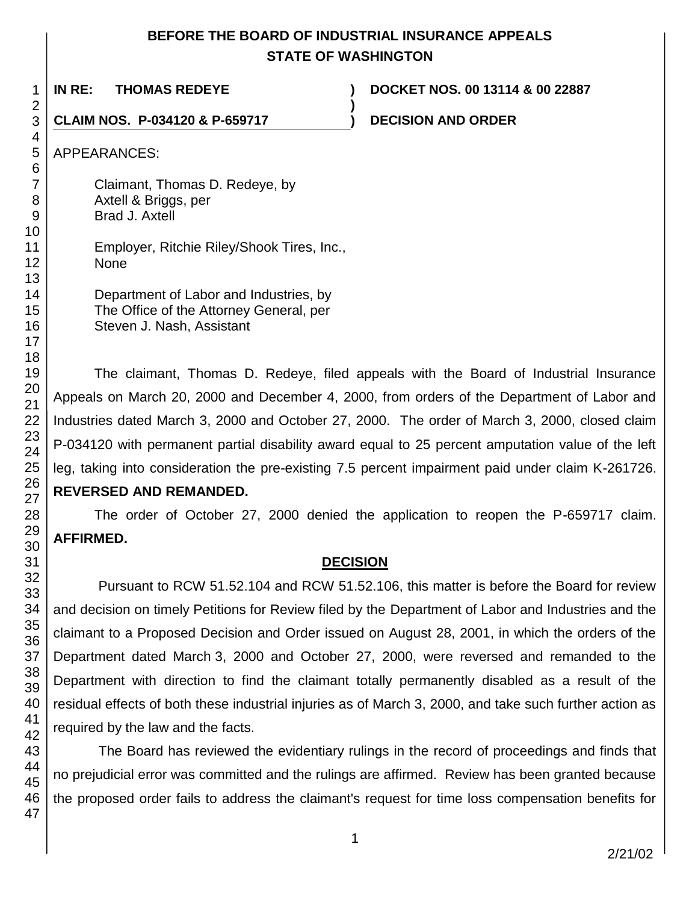# BEFORE THE BOARD OF INDUSTRIAL INSURANCE APPEALS
# STATE OF WASHINGTON

**IN RE: THOMAS REDEYE** ) **DOCKET NOS. 00 13114 & 00 22887**
)
**CLAIM NOS. P-034120 & P-659717** ) **DECISION AND ORDER**

APPEARANCES:

Claimant, Thomas D. Redeye, by
Axtell & Briggs, per
Brad J. Axtell

Employer, Ritchie Riley/Shook Tires, Inc.,
None

Department of Labor and Industries, by
The Office of the Attorney General, per
Steven J. Nash, Assistant

The claimant, Thomas D. Redeye, filed appeals with the Board of Industrial Insurance Appeals on March 20, 2000 and December 4, 2000, from orders of the Department of Labor and Industries dated March 3, 2000 and October 27, 2000. The order of March 3, 2000, closed claim P-034120 with permanent partial disability award equal to 25 percent amputation value of the left leg, taking into consideration the pre-existing 7.5 percent impairment paid under claim K-261726. **REVERSED AND REMANDED.**

The order of October 27, 2000 denied the application to reopen the P-659717 claim. **AFFIRMED.**

## DECISION

Pursuant to RCW 51.52.104 and RCW 51.52.106, this matter is before the Board for review and decision on timely Petitions for Review filed by the Department of Labor and Industries and the claimant to a Proposed Decision and Order issued on August 28, 2001, in which the orders of the Department dated March 3, 2000 and October 27, 2000, were reversed and remanded to the Department with direction to find the claimant totally permanently disabled as a result of the residual effects of both these industrial injuries as of March 3, 2000, and take such further action as required by the law and the facts.

The Board has reviewed the evidentiary rulings in the record of proceedings and finds that no prejudicial error was committed and the rulings are affirmed. Review has been granted because the proposed order fails to address the claimant's request for time loss compensation benefits for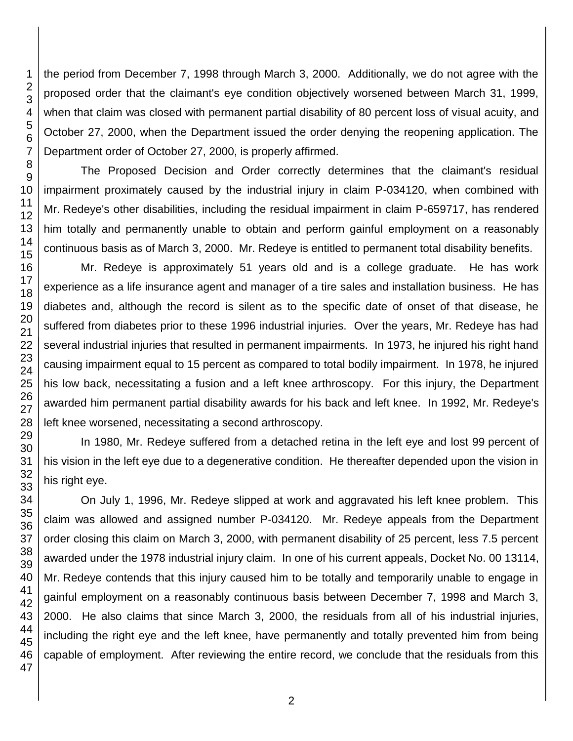the period from December 7, 1998 through March 3, 2000. Additionally, we do not agree with the proposed order that the claimant's eye condition objectively worsened between March 31, 1999, when that claim was closed with permanent partial disability of 80 percent loss of visual acuity, and October 27, 2000, when the Department issued the order denying the reopening application. The Department order of October 27, 2000, is properly affirmed.

The Proposed Decision and Order correctly determines that the claimant's residual impairment proximately caused by the industrial injury in claim P-034120, when combined with Mr. Redeye's other disabilities, including the residual impairment in claim P-659717, has rendered him totally and permanently unable to obtain and perform gainful employment on a reasonably continuous basis as of March 3, 2000. Mr. Redeye is entitled to permanent total disability benefits.

Mr. Redeye is approximately 51 years old and is a college graduate. He has work experience as a life insurance agent and manager of a tire sales and installation business. He has diabetes and, although the record is silent as to the specific date of onset of that disease, he suffered from diabetes prior to these 1996 industrial injuries. Over the years, Mr. Redeye has had several industrial injuries that resulted in permanent impairments. In 1973, he injured his right hand causing impairment equal to 15 percent as compared to total bodily impairment. In 1978, he injured his low back, necessitating a fusion and a left knee arthroscopy. For this injury, the Department awarded him permanent partial disability awards for his back and left knee. In 1992, Mr. Redeye's left knee worsened, necessitating a second arthroscopy.

In 1980, Mr. Redeye suffered from a detached retina in the left eye and lost 99 percent of his vision in the left eye due to a degenerative condition. He thereafter depended upon the vision in his right eye.

On July 1, 1996, Mr. Redeye slipped at work and aggravated his left knee problem. This claim was allowed and assigned number P-034120. Mr. Redeye appeals from the Department order closing this claim on March 3, 2000, with permanent disability of 25 percent, less 7.5 percent awarded under the 1978 industrial injury claim. In one of his current appeals, Docket No. 00 13114, Mr. Redeye contends that this injury caused him to be totally and temporarily unable to engage in gainful employment on a reasonably continuous basis between December 7, 1998 and March 3, 2000. He also claims that since March 3, 2000, the residuals from all of his industrial injuries, including the right eye and the left knee, have permanently and totally prevented him from being capable of employment. After reviewing the entire record, we conclude that the residuals from this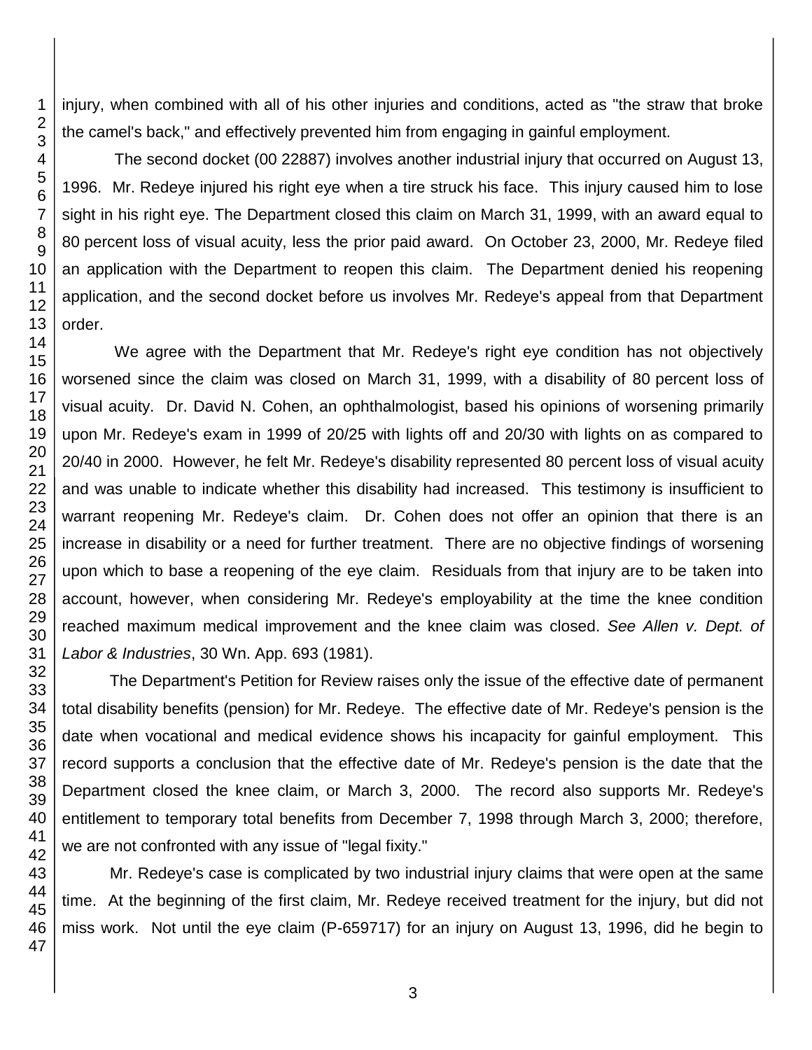injury, when combined with all of his other injuries and conditions, acted as "the straw that broke the camel's back," and effectively prevented him from engaging in gainful employment.

The second docket (00 22887) involves another industrial injury that occurred on August 13, 1996. Mr. Redeye injured his right eye when a tire struck his face. This injury caused him to lose sight in his right eye. The Department closed this claim on March 31, 1999, with an award equal to 80 percent loss of visual acuity, less the prior paid award. On October 23, 2000, Mr. Redeye filed an application with the Department to reopen this claim. The Department denied his reopening application, and the second docket before us involves Mr. Redeye's appeal from that Department order.

We agree with the Department that Mr. Redeye's right eye condition has not objectively worsened since the claim was closed on March 31, 1999, with a disability of 80 percent loss of visual acuity. Dr. David N. Cohen, an ophthalmologist, based his opinions of worsening primarily upon Mr. Redeye's exam in 1999 of 20/25 with lights off and 20/30 with lights on as compared to 20/40 in 2000. However, he felt Mr. Redeye's disability represented 80 percent loss of visual acuity and was unable to indicate whether this disability had increased. This testimony is insufficient to warrant reopening Mr. Redeye's claim. Dr. Cohen does not offer an opinion that there is an increase in disability or a need for further treatment. There are no objective findings of worsening upon which to base a reopening of the eye claim. Residuals from that injury are to be taken into account, however, when considering Mr. Redeye's employability at the time the knee condition reached maximum medical improvement and the knee claim was closed. *See Allen v. Dept. of Labor & Industries*, 30 Wn. App. 693 (1981).

The Department's Petition for Review raises only the issue of the effective date of permanent total disability benefits (pension) for Mr. Redeye. The effective date of Mr. Redeye's pension is the date when vocational and medical evidence shows his incapacity for gainful employment. This record supports a conclusion that the effective date of Mr. Redeye's pension is the date that the Department closed the knee claim, or March 3, 2000. The record also supports Mr. Redeye's entitlement to temporary total benefits from December 7, 1998 through March 3, 2000; therefore, we are not confronted with any issue of "legal fixity."

Mr. Redeye's case is complicated by two industrial injury claims that were open at the same time. At the beginning of the first claim, Mr. Redeye received treatment for the injury, but did not miss work. Not until the eye claim (P-659717) for an injury on August 13, 1996, did he begin to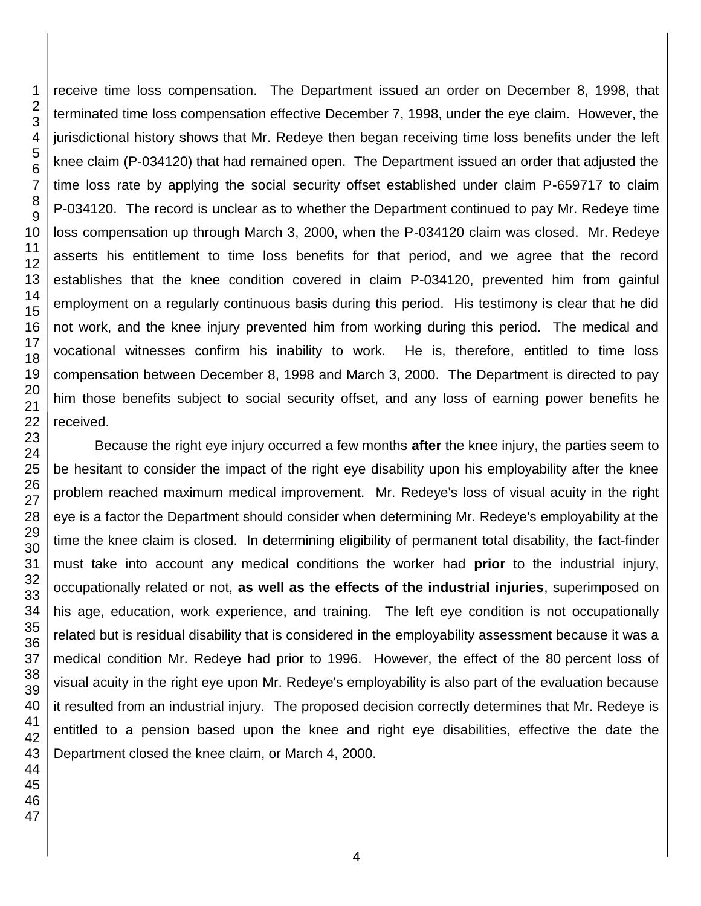receive time loss compensation. The Department issued an order on December 8, 1998, that terminated time loss compensation effective December 7, 1998, under the eye claim. However, the jurisdictional history shows that Mr. Redeye then began receiving time loss benefits under the left knee claim (P-034120) that had remained open. The Department issued an order that adjusted the time loss rate by applying the social security offset established under claim P-659717 to claim P-034120. The record is unclear as to whether the Department continued to pay Mr. Redeye time loss compensation up through March 3, 2000, when the P-034120 claim was closed. Mr. Redeye asserts his entitlement to time loss benefits for that period, and we agree that the record establishes that the knee condition covered in claim P-034120, prevented him from gainful employment on a regularly continuous basis during this period. His testimony is clear that he did not work, and the knee injury prevented him from working during this period. The medical and vocational witnesses confirm his inability to work. He is, therefore, entitled to time loss compensation between December 8, 1998 and March 3, 2000. The Department is directed to pay him those benefits subject to social security offset, and any loss of earning power benefits he received.

Because the right eye injury occurred a few months **after** the knee injury, the parties seem to be hesitant to consider the impact of the right eye disability upon his employability after the knee problem reached maximum medical improvement. Mr. Redeye's loss of visual acuity in the right eye is a factor the Department should consider when determining Mr. Redeye's employability at the time the knee claim is closed. In determining eligibility of permanent total disability, the fact-finder must take into account any medical conditions the worker had **prior** to the industrial injury, occupationally related or not, **as well as the effects of the industrial injuries**, superimposed on his age, education, work experience, and training. The left eye condition is not occupationally related but is residual disability that is considered in the employability assessment because it was a medical condition Mr. Redeye had prior to 1996. However, the effect of the 80 percent loss of visual acuity in the right eye upon Mr. Redeye's employability is also part of the evaluation because it resulted from an industrial injury. The proposed decision correctly determines that Mr. Redeye is entitled to a pension based upon the knee and right eye disabilities, effective the date the Department closed the knee claim, or March 4, 2000.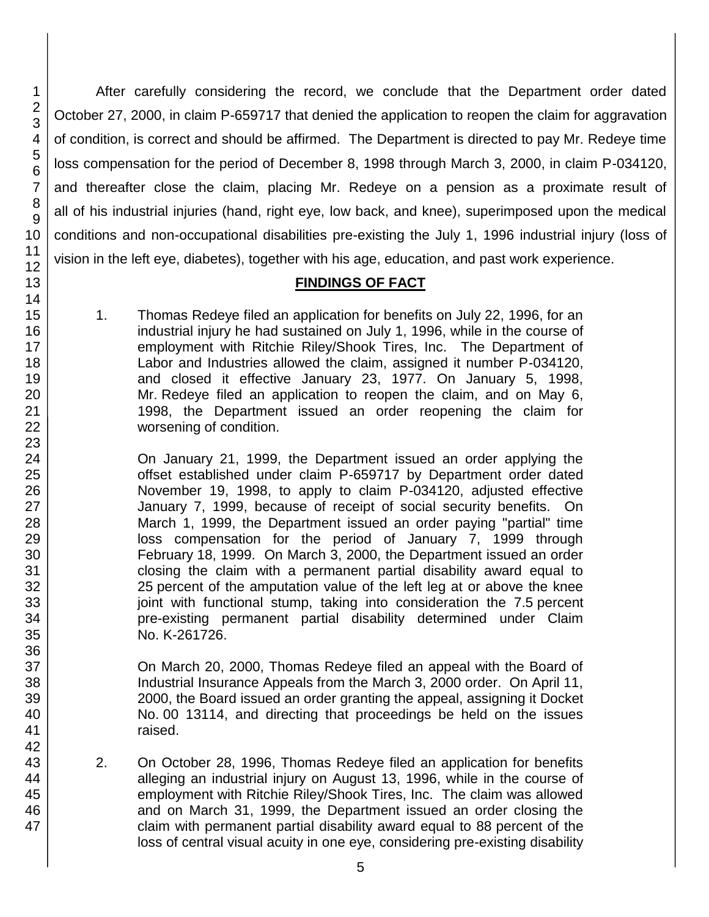After carefully considering the record, we conclude that the Department order dated October 27, 2000, in claim P-659717 that denied the application to reopen the claim for aggravation of condition, is correct and should be affirmed. The Department is directed to pay Mr. Redeye time loss compensation for the period of December 8, 1998 through March 3, 2000, in claim P-034120, and thereafter close the claim, placing Mr. Redeye on a pension as a proximate result of all of his industrial injuries (hand, right eye, low back, and knee), superimposed upon the medical conditions and non-occupational disabilities pre-existing the July 1, 1996 industrial injury (loss of vision in the left eye, diabetes), together with his age, education, and past work experience.

## FINDINGS OF FACT

1. Thomas Redeye filed an application for benefits on July 22, 1996, for an industrial injury he had sustained on July 1, 1996, while in the course of employment with Ritchie Riley/Shook Tires, Inc. The Department of Labor and Industries allowed the claim, assigned it number P-034120, and closed it effective January 23, 1977. On January 5, 1998, Mr. Redeye filed an application to reopen the claim, and on May 6, 1998, the Department issued an order reopening the claim for worsening of condition.

   On January 21, 1999, the Department issued an order applying the offset established under claim P-659717 by Department order dated November 19, 1998, to apply to claim P-034120, adjusted effective January 7, 1999, because of receipt of social security benefits. On March 1, 1999, the Department issued an order paying "partial" time loss compensation for the period of January 7, 1999 through February 18, 1999. On March 3, 2000, the Department issued an order closing the claim with a permanent partial disability award equal to 25 percent of the amputation value of the left leg at or above the knee joint with functional stump, taking into consideration the 7.5 percent pre-existing permanent partial disability determined under Claim No. K-261726.

   On March 20, 2000, Thomas Redeye filed an appeal with the Board of Industrial Insurance Appeals from the March 3, 2000 order. On April 11, 2000, the Board issued an order granting the appeal, assigning it Docket No. 00 13114, and directing that proceedings be held on the issues raised.

2. On October 28, 1996, Thomas Redeye filed an application for benefits alleging an industrial injury on August 13, 1996, while in the course of employment with Ritchie Riley/Shook Tires, Inc. The claim was allowed and on March 31, 1999, the Department issued an order closing the claim with permanent partial disability award equal to 88 percent of the loss of central visual acuity in one eye, considering pre-existing disability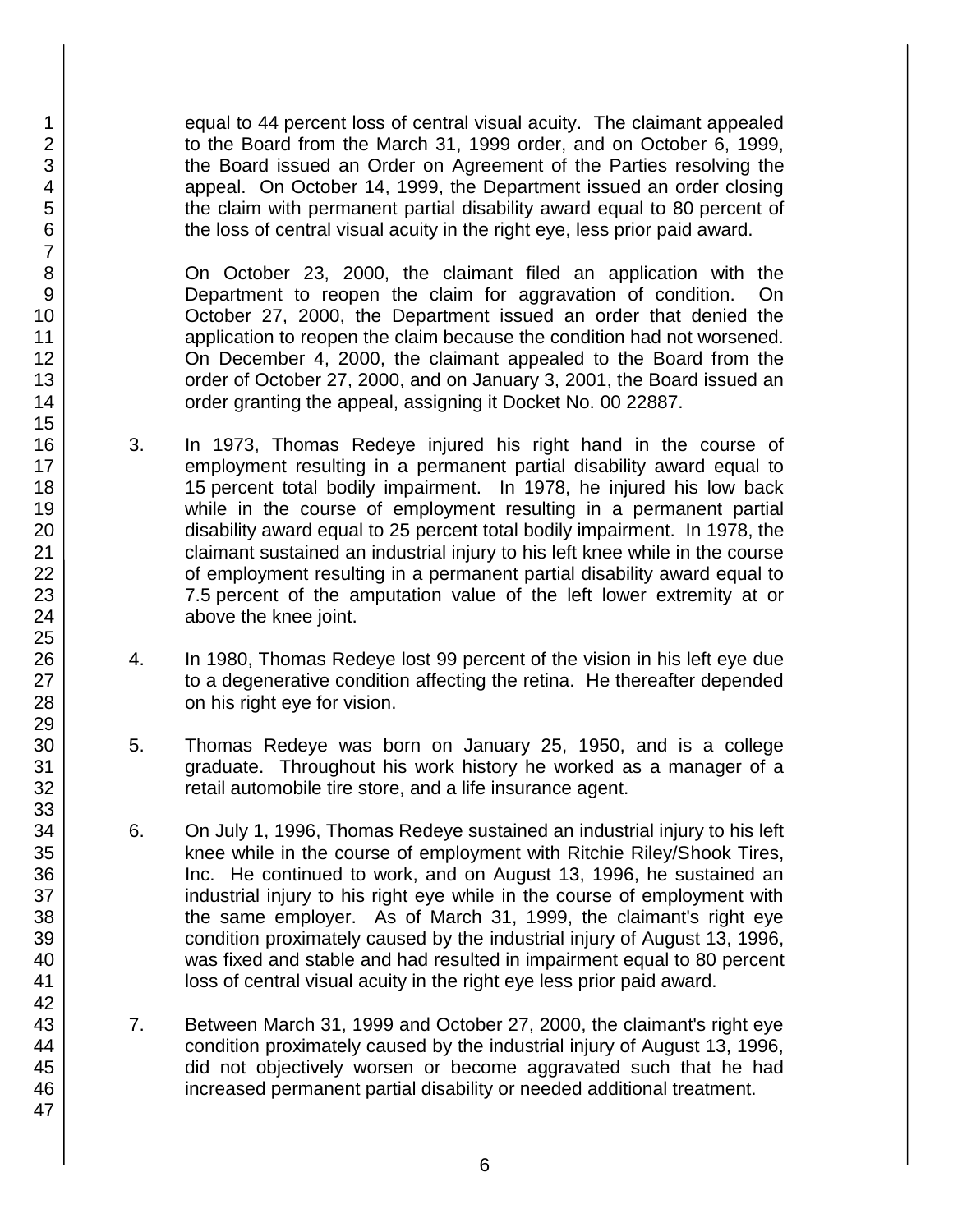equal to 44 percent loss of central visual acuity. The claimant appealed to the Board from the March 31, 1999 order, and on October 6, 1999, the Board issued an Order on Agreement of the Parties resolving the appeal. On October 14, 1999, the Department issued an order closing the claim with permanent partial disability award equal to 80 percent of the loss of central visual acuity in the right eye, less prior paid award.

On October 23, 2000, the claimant filed an application with the Department to reopen the claim for aggravation of condition. On October 27, 2000, the Department issued an order that denied the application to reopen the claim because the condition had not worsened. On December 4, 2000, the claimant appealed to the Board from the order of October 27, 2000, and on January 3, 2001, the Board issued an order granting the appeal, assigning it Docket No. 00 22887.

3. In 1973, Thomas Redeye injured his right hand in the course of employment resulting in a permanent partial disability award equal to 15 percent total bodily impairment. In 1978, he injured his low back while in the course of employment resulting in a permanent partial disability award equal to 25 percent total bodily impairment. In 1978, the claimant sustained an industrial injury to his left knee while in the course of employment resulting in a permanent partial disability award equal to 7.5 percent of the amputation value of the left lower extremity at or above the knee joint.

4. In 1980, Thomas Redeye lost 99 percent of the vision in his left eye due to a degenerative condition affecting the retina. He thereafter depended on his right eye for vision.

5. Thomas Redeye was born on January 25, 1950, and is a college graduate. Throughout his work history he worked as a manager of a retail automobile tire store, and a life insurance agent.

6. On July 1, 1996, Thomas Redeye sustained an industrial injury to his left knee while in the course of employment with Ritchie Riley/Shook Tires, Inc. He continued to work, and on August 13, 1996, he sustained an industrial injury to his right eye while in the course of employment with the same employer. As of March 31, 1999, the claimant's right eye condition proximately caused by the industrial injury of August 13, 1996, was fixed and stable and had resulted in impairment equal to 80 percent loss of central visual acuity in the right eye less prior paid award.

7. Between March 31, 1999 and October 27, 2000, the claimant's right eye condition proximately caused by the industrial injury of August 13, 1996, did not objectively worsen or become aggravated such that he had increased permanent partial disability or needed additional treatment.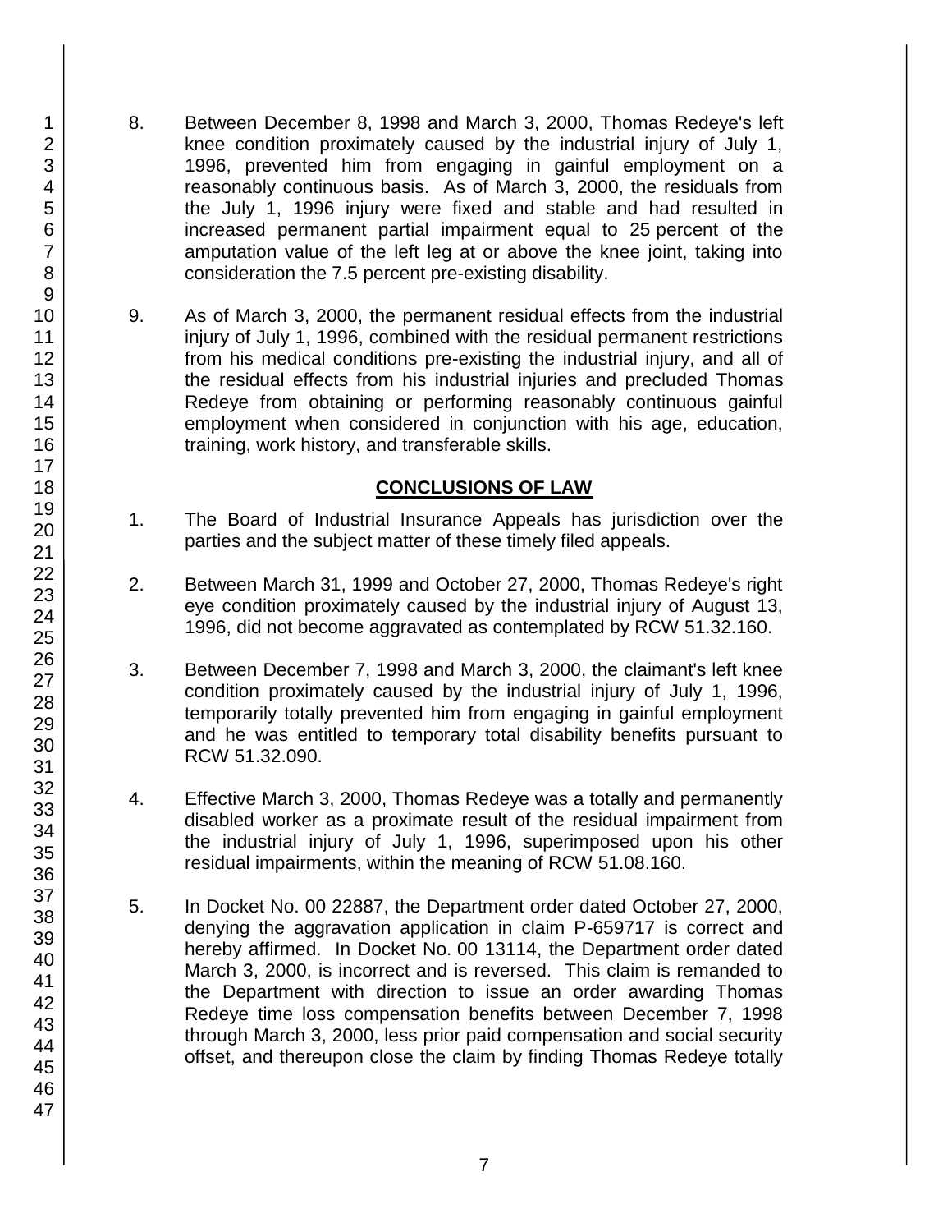8. Between December 8, 1998 and March 3, 2000, Thomas Redeye's left knee condition proximately caused by the industrial injury of July 1, 1996, prevented him from engaging in gainful employment on a reasonably continuous basis. As of March 3, 2000, the residuals from the July 1, 1996 injury were fixed and stable and had resulted in increased permanent partial impairment equal to 25 percent of the amputation value of the left leg at or above the knee joint, taking into consideration the 7.5 percent pre-existing disability.

9. As of March 3, 2000, the permanent residual effects from the industrial injury of July 1, 1996, combined with the residual permanent restrictions from his medical conditions pre-existing the industrial injury, and all of the residual effects from his industrial injuries and precluded Thomas Redeye from obtaining or performing reasonably continuous gainful employment when considered in conjunction with his age, education, training, work history, and transferable skills.

## CONCLUSIONS OF LAW

1. The Board of Industrial Insurance Appeals has jurisdiction over the parties and the subject matter of these timely filed appeals.

2. Between March 31, 1999 and October 27, 2000, Thomas Redeye's right eye condition proximately caused by the industrial injury of August 13, 1996, did not become aggravated as contemplated by RCW 51.32.160.

3. Between December 7, 1998 and March 3, 2000, the claimant's left knee condition proximately caused by the industrial injury of July 1, 1996, temporarily totally prevented him from engaging in gainful employment and he was entitled to temporary total disability benefits pursuant to RCW 51.32.090.

4. Effective March 3, 2000, Thomas Redeye was a totally and permanently disabled worker as a proximate result of the residual impairment from the industrial injury of July 1, 1996, superimposed upon his other residual impairments, within the meaning of RCW 51.08.160.

5. In Docket No. 00 22887, the Department order dated October 27, 2000, denying the aggravation application in claim P-659717 is correct and hereby affirmed. In Docket No. 00 13114, the Department order dated March 3, 2000, is incorrect and is reversed. This claim is remanded to the Department with direction to issue an order awarding Thomas Redeye time loss compensation benefits between December 7, 1998 through March 3, 2000, less prior paid compensation and social security offset, and thereupon close the claim by finding Thomas Redeye totally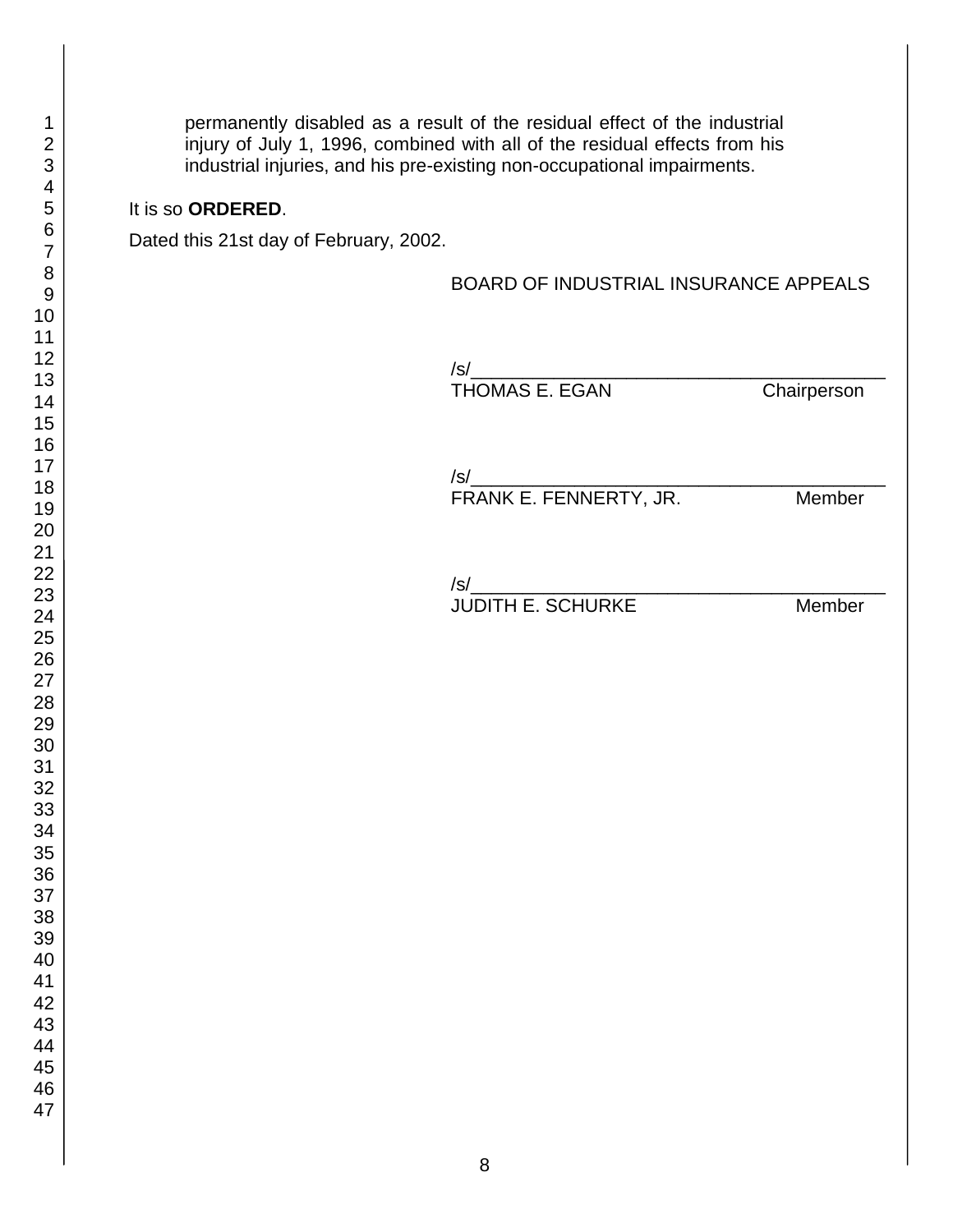permanently disabled as a result of the residual effect of the industrial injury of July 1, 1996, combined with all of the residual effects from his industrial injuries, and his pre-existing non-occupational impairments.

It is so **ORDERED**.

Dated this 21st day of February, 2002.

BOARD OF INDUSTRIAL INSURANCE APPEALS

/s/

THOMAS E. EGAN Chairperson

/s/

FRANK E. FENNERTY, JR. Member

/s/

JUDITH E. SCHURKE Member